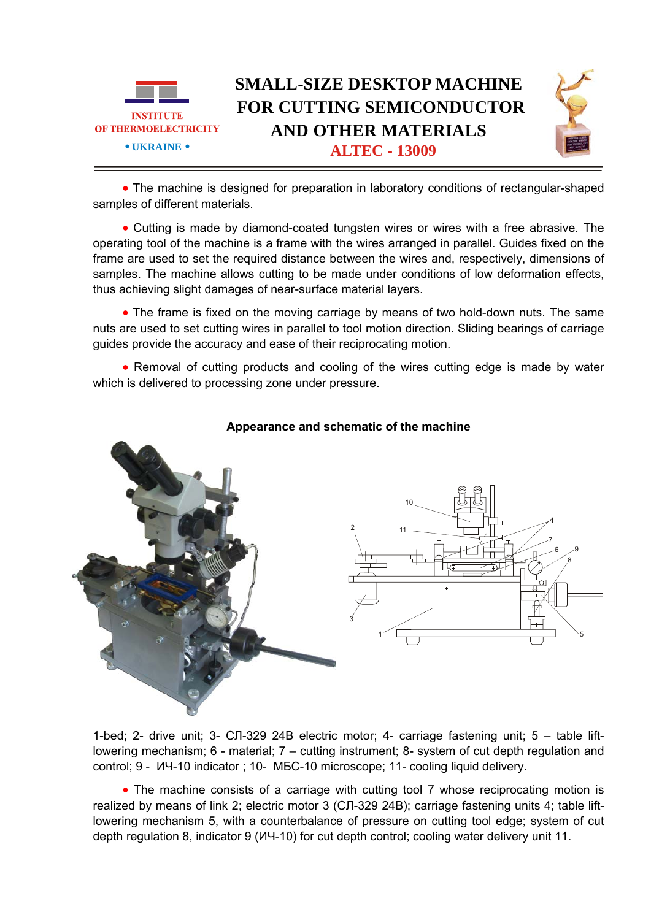INSTITUTE OF THERMOELECTRICITY • UKRAINE •

# SMALL-SIZE DESKTOP MACHINE FOR CUTTING SEMICONDUCTOR AND OTHER MATERIALS

## ALTEC - 13009

- The machine is designed for preparation in laboratory conditions of rectangular-shaped samples of different materials.

- Cutting is made by diamond-coated tungsten wires or wires with a free abrasive. The operating tool of the machine is a frame with the wires arranged in parallel. Guides fixed on the frame are used to set the required distance between the wires and, respectively, dimensions of samples. The machine allows cutting to be made under conditions of low deformation effects, thus achieving slight damages of near-surface material layers.

- The frame is fixed on the moving carriage by means of two hold-down nuts. The same nuts are used to set cutting wires in parallel to tool motion direction. Sliding bearings of carriage guides provide the accuracy and ease of their reciprocating motion.

- Removal of cutting products and cooling of the wires cutting edge is made by water which is delivered to processing zone under pressure.

**Appearance and schematic of the machine**

1-bed; 2- drive unit; 3- СЛ-329 24В electric motor; 4- carriage fastening unit; 5 – table lift-lowering mechanism; 6 - material; 7 – cutting instrument; 8- system of cut depth regulation and control; 9 - ИЧ-10 indicator ; 10- МБС-10 microscope; 11- cooling liquid delivery.

- The machine consists of a carriage with cutting tool 7 whose reciprocating motion is realized by means of link 2; electric motor 3 (СЛ-329 24В); carriage fastening units 4; table lift-lowering mechanism 5, with a counterbalance of pressure on cutting tool edge; system of cut depth regulation 8, indicator 9 (ИЧ-10) for cut depth control; cooling water delivery unit 11.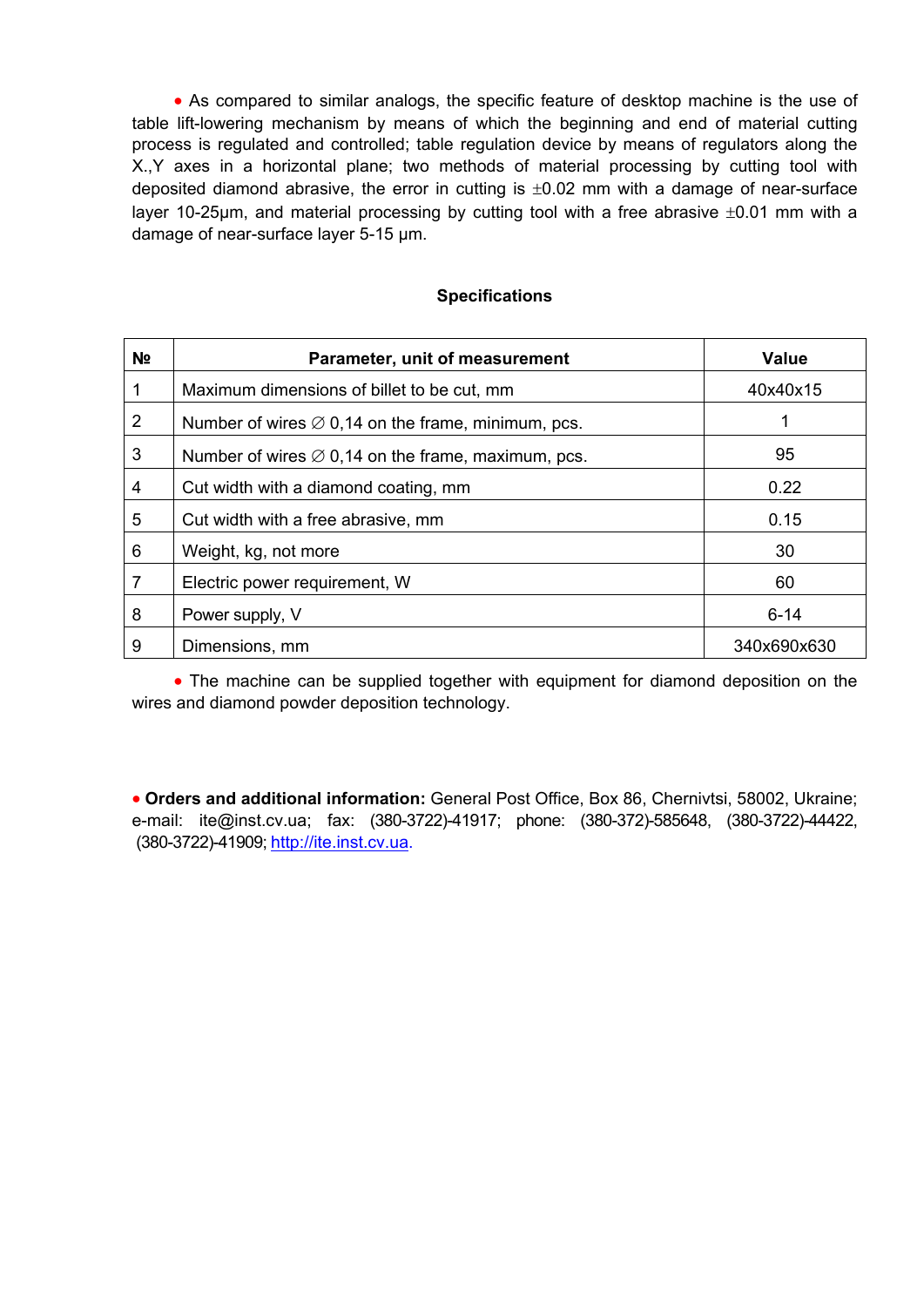- As compared to similar analogs, the specific feature of desktop machine is the use of table lift-lowering mechanism by means of which the beginning and end of material cutting process is regulated and controlled; table regulation device by means of regulators along the X.,Y axes in a horizontal plane; two methods of material processing by cutting tool with deposited diamond abrasive, the error in cutting is ±0.02 mm with a damage of near-surface layer 10-25μm, and material processing by cutting tool with a free abrasive ±0.01 mm with a damage of near-surface layer 5-15 μm.

**Specifications**

| № | Parameter, unit of measurement | Value |
|---|---|---|
| 1 | Maximum dimensions of billet to be cut, mm | 40x40x15 |
| 2 | Number of wires ∅ 0,14 on the frame, minimum, pcs. | 1 |
| 3 | Number of wires ∅ 0,14 on the frame, maximum, pcs. | 95 |
| 4 | Cut width with a diamond coating, mm | 0.22 |
| 5 | Cut width with a free abrasive, mm | 0.15 |
| 6 | Weight, kg, not more | 30 |
| 7 | Electric power requirement, W | 60 |
| 8 | Power supply, V | 6-14 |
| 9 | Dimensions, mm | 340x690x630 |

- The machine can be supplied together with equipment for diamond deposition on the wires and diamond powder deposition technology.

- **Orders and additional information:** General Post Office, Box 86, Chernivtsi, 58002, Ukraine; e-mail: ite@inst.cv.ua; fax: (380-3722)-41917; phone: (380-372)-585648, (380-3722)-44422, (380-3722)-41909; http://ite.inst.cv.ua.